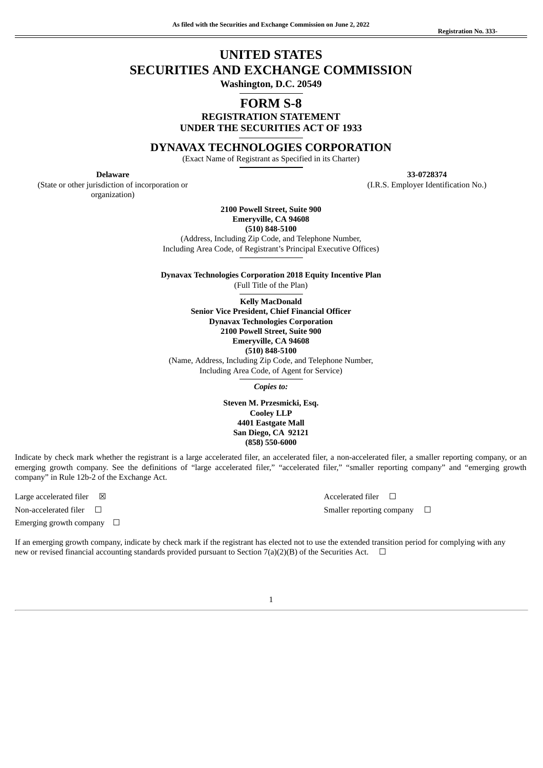As filed with the Securities and Exchange Commission on June 2, 2022

Registration No. 333-

# UNITED STATES
# SECURITIES AND EXCHANGE COMMISSION

**Washington, D.C. 20549**

## FORM S-8

**REGISTRATION STATEMENT**
**UNDER THE SECURITIES ACT OF 1933**

## DYNAVAX TECHNOLOGIES CORPORATION

(Exact Name of Registrant as Specified in its Charter)

| **Delaware** | **33-0728374** |
|---|---|
| (State or other jurisdiction of incorporation or organization) | (I.R.S. Employer Identification No.) |

**2100 Powell Street, Suite 900**
**Emeryville, CA 94608**
**(510) 848-5100**
(Address, Including Zip Code, and Telephone Number, Including Area Code, of Registrant's Principal Executive Offices)

**Dynavax Technologies Corporation 2018 Equity Incentive Plan**
(Full Title of the Plan)

**Kelly MacDonald**
**Senior Vice President, Chief Financial Officer**
**Dynavax Technologies Corporation**
**2100 Powell Street, Suite 900**
**Emeryville, CA 94608**
**(510) 848-5100**
(Name, Address, Including Zip Code, and Telephone Number, Including Area Code, of Agent for Service)

*Copies to:*

**Steven M. Przesmicki, Esq.**
**Cooley LLP**
**4401 Eastgate Mall**
**San Diego, CA 92121**
**(858) 550-6000**

Indicate by check mark whether the registrant is a large accelerated filer, an accelerated filer, a non-accelerated filer, a smaller reporting company, or an emerging growth company. See the definitions of "large accelerated filer," "accelerated filer," "smaller reporting company" and "emerging growth company" in Rule 12b-2 of the Exchange Act.

| | |
|---|---|
| Large accelerated filer ☒ | Accelerated filer ☐ |
| Non-accelerated filer ☐ | Smaller reporting company ☐ |
| Emerging growth company ☐ | |

If an emerging growth company, indicate by check mark if the registrant has elected not to use the extended transition period for complying with any new or revised financial accounting standards provided pursuant to Section 7(a)(2)(B) of the Securities Act. ☐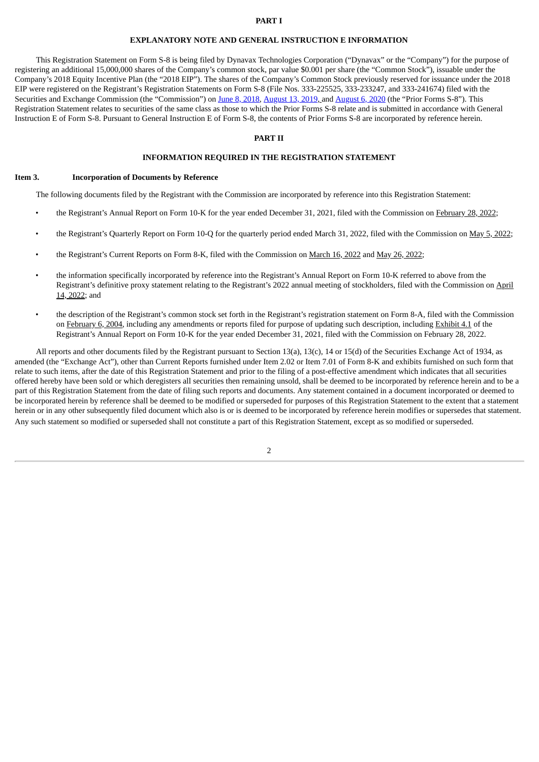# PART I

## EXPLANATORY NOTE AND GENERAL INSTRUCTION E INFORMATION

This Registration Statement on Form S-8 is being filed by Dynavax Technologies Corporation ("Dynavax" or the "Company") for the purpose of registering an additional 15,000,000 shares of the Company's common stock, par value $0.001 per share (the "Common Stock"), issuable under the Company's 2018 Equity Incentive Plan (the "2018 EIP"). The shares of the Company's Common Stock previously reserved for issuance under the 2018 EIP were registered on the Registrant's Registration Statements on Form S-8 (File Nos. 333-225525, 333-233247, and 333-241674) filed with the Securities and Exchange Commission (the "Commission") on June 8, 2018, August 13, 2019, and August 6, 2020 (the "Prior Forms S-8"). This Registration Statement relates to securities of the same class as those to which the Prior Forms S-8 relate and is submitted in accordance with General Instruction E of Form S-8. Pursuant to General Instruction E of Form S-8, the contents of Prior Forms S-8 are incorporated by reference herein.

# PART II

## INFORMATION REQUIRED IN THE REGISTRATION STATEMENT

### Item 3. Incorporation of Documents by Reference

The following documents filed by the Registrant with the Commission are incorporated by reference into this Registration Statement:

- the Registrant's Annual Report on Form 10-K for the year ended December 31, 2021, filed with the Commission on February 28, 2022;
- the Registrant's Quarterly Report on Form 10-Q for the quarterly period ended March 31, 2022, filed with the Commission on May 5, 2022;
- the Registrant's Current Reports on Form 8-K, filed with the Commission on March 16, 2022 and May 26, 2022;
- the information specifically incorporated by reference into the Registrant's Annual Report on Form 10-K referred to above from the Registrant's definitive proxy statement relating to the Registrant's 2022 annual meeting of stockholders, filed with the Commission on April 14, 2022; and
- the description of the Registrant's common stock set forth in the Registrant's registration statement on Form 8-A, filed with the Commission on February 6, 2004, including any amendments or reports filed for purpose of updating such description, including Exhibit 4.1 of the Registrant's Annual Report on Form 10-K for the year ended December 31, 2021, filed with the Commission on February 28, 2022.

All reports and other documents filed by the Registrant pursuant to Section 13(a), 13(c), 14 or 15(d) of the Securities Exchange Act of 1934, as amended (the "Exchange Act"), other than Current Reports furnished under Item 2.02 or Item 7.01 of Form 8-K and exhibits furnished on such form that relate to such items, after the date of this Registration Statement and prior to the filing of a post-effective amendment which indicates that all securities offered hereby have been sold or which deregisters all securities then remaining unsold, shall be deemed to be incorporated by reference herein and to be a part of this Registration Statement from the date of filing such reports and documents. Any statement contained in a document incorporated or deemed to be incorporated herein by reference shall be deemed to be modified or superseded for purposes of this Registration Statement to the extent that a statement herein or in any other subsequently filed document which also is or is deemed to be incorporated by reference herein modifies or supersedes that statement. Any such statement so modified or superseded shall not constitute a part of this Registration Statement, except as so modified or superseded.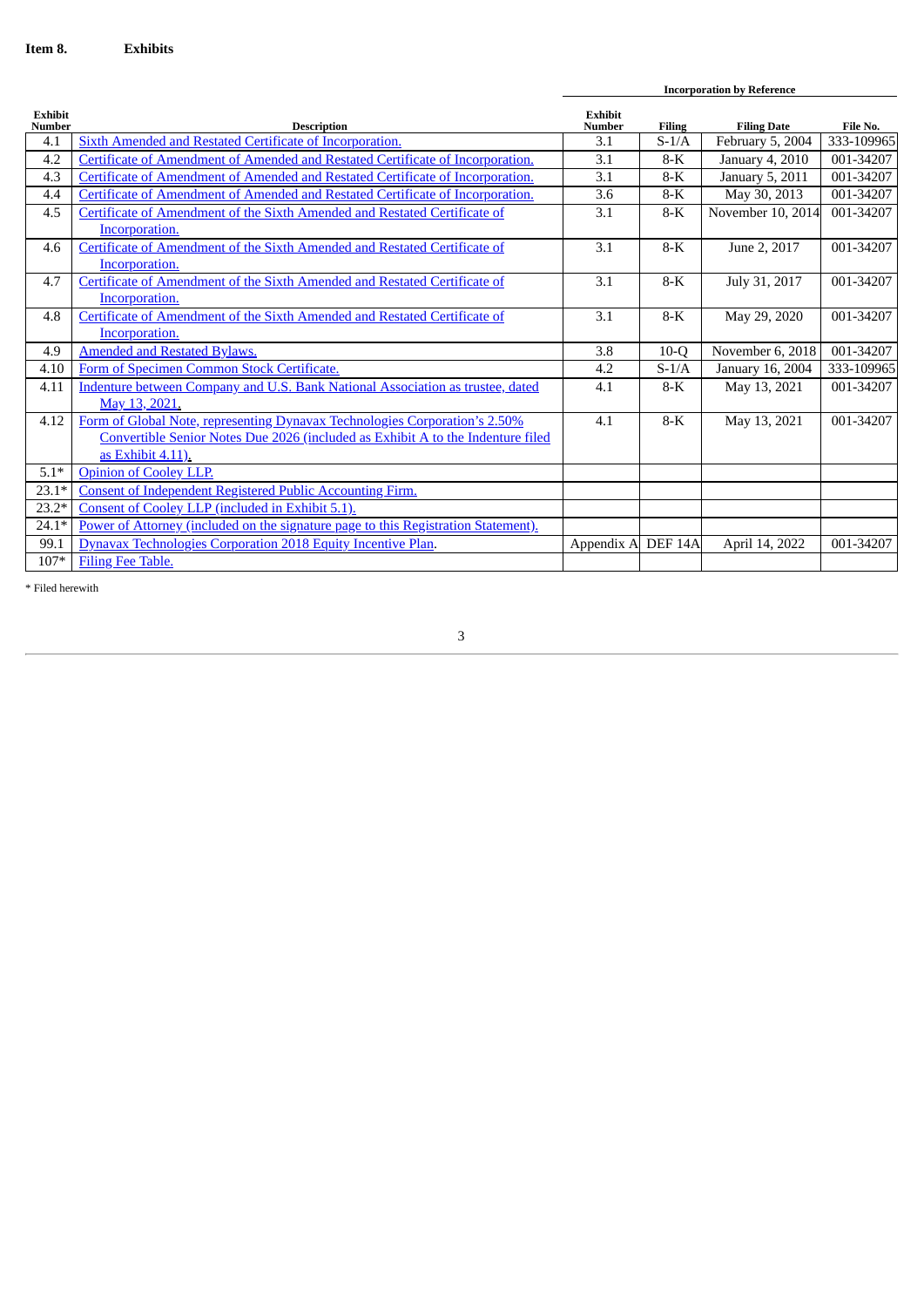**Item 8. Exhibits**

| Exhibit Number | Description | Incorporation by Reference | | | |
|---|---|---|---|---|---|
| | | Exhibit Number | Filing | Filing Date | File No. |
| 4.1 | Sixth Amended and Restated Certificate of Incorporation. | 3.1 | S-1/A | February 5, 2004 | 333-109965 |
| 4.2 | Certificate of Amendment of Amended and Restated Certificate of Incorporation. | 3.1 | 8-K | January 4, 2010 | 001-34207 |
| 4.3 | Certificate of Amendment of Amended and Restated Certificate of Incorporation. | 3.1 | 8-K | January 5, 2011 | 001-34207 |
| 4.4 | Certificate of Amendment of Amended and Restated Certificate of Incorporation. | 3.6 | 8-K | May 30, 2013 | 001-34207 |
| 4.5 | Certificate of Amendment of the Sixth Amended and Restated Certificate of Incorporation. | 3.1 | 8-K | November 10, 2014 | 001-34207 |
| 4.6 | Certificate of Amendment of the Sixth Amended and Restated Certificate of Incorporation. | 3.1 | 8-K | June 2, 2017 | 001-34207 |
| 4.7 | Certificate of Amendment of the Sixth Amended and Restated Certificate of Incorporation. | 3.1 | 8-K | July 31, 2017 | 001-34207 |
| 4.8 | Certificate of Amendment of the Sixth Amended and Restated Certificate of Incorporation. | 3.1 | 8-K | May 29, 2020 | 001-34207 |
| 4.9 | Amended and Restated Bylaws. | 3.8 | 10-Q | November 6, 2018 | 001-34207 |
| 4.10 | Form of Specimen Common Stock Certificate. | 4.2 | S-1/A | January 16, 2004 | 333-109965 |
| 4.11 | Indenture between Company and U.S. Bank National Association as trustee, dated May 13, 2021. | 4.1 | 8-K | May 13, 2021 | 001-34207 |
| 4.12 | Form of Global Note, representing Dynavax Technologies Corporation's 2.50% Convertible Senior Notes Due 2026 (included as Exhibit A to the Indenture filed as Exhibit 4.11). | 4.1 | 8-K | May 13, 2021 | 001-34207 |
| 5.1* | Opinion of Cooley LLP. | | | | |
| 23.1* | Consent of Independent Registered Public Accounting Firm. | | | | |
| 23.2* | Consent of Cooley LLP (included in Exhibit 5.1). | | | | |
| 24.1* | Power of Attorney (included on the signature page to this Registration Statement). | | | | |
| 99.1 | Dynavax Technologies Corporation 2018 Equity Incentive Plan. | Appendix A | DEF 14A | April 14, 2022 | 001-34207 |
| 107* | Filing Fee Table. | | | | |

\* Filed herewith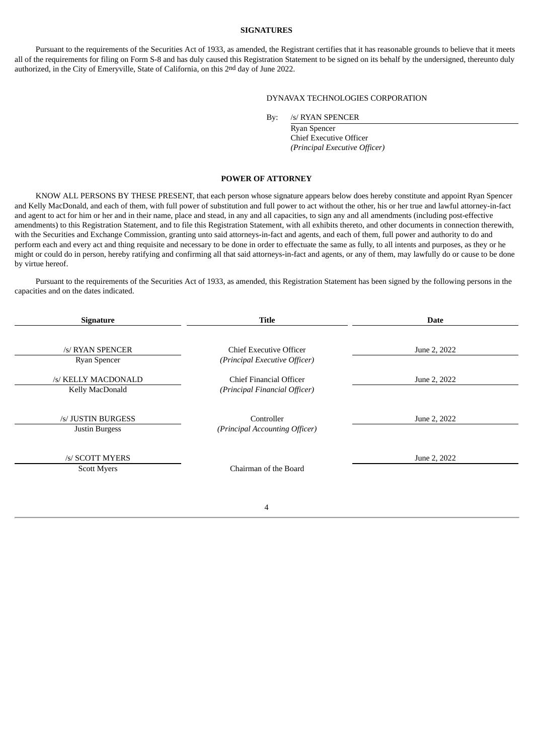**SIGNATURES**

Pursuant to the requirements of the Securities Act of 1933, as amended, the Registrant certifies that it has reasonable grounds to believe that it meets all of the requirements for filing on Form S-8 and has duly caused this Registration Statement to be signed on its behalf by the undersigned, thereunto duly authorized, in the City of Emeryville, State of California, on this 2nd day of June 2022.

DYNAVAX TECHNOLOGIES CORPORATION

By: /s/ RYAN SPENCER
Ryan Spencer
Chief Executive Officer
*(Principal Executive Officer)*

**POWER OF ATTORNEY**

KNOW ALL PERSONS BY THESE PRESENT, that each person whose signature appears below does hereby constitute and appoint Ryan Spencer and Kelly MacDonald, and each of them, with full power of substitution and full power to act without the other, his or her true and lawful attorney-in-fact and agent to act for him or her and in their name, place and stead, in any and all capacities, to sign any and all amendments (including post-effective amendments) to this Registration Statement, and to file this Registration Statement, with all exhibits thereto, and other documents in connection therewith, with the Securities and Exchange Commission, granting unto said attorneys-in-fact and agents, and each of them, full power and authority to do and perform each and every act and thing requisite and necessary to be done in order to effectuate the same as fully, to all intents and purposes, as they or he might or could do in person, hereby ratifying and confirming all that said attorneys-in-fact and agents, or any of them, may lawfully do or cause to be done by virtue hereof.

Pursuant to the requirements of the Securities Act of 1933, as amended, this Registration Statement has been signed by the following persons in the capacities and on the dates indicated.

| Signature | Title | Date |
|---|---|---|
| /s/ RYAN SPENCER<br>Ryan Spencer | Chief Executive Officer<br>*(Principal Executive Officer)* | June 2, 2022 |
| /s/ KELLY MACDONALD<br>Kelly MacDonald | Chief Financial Officer<br>*(Principal Financial Officer)* | June 2, 2022 |
| /s/ JUSTIN BURGESS<br>Justin Burgess | Controller<br>*(Principal Accounting Officer)* | June 2, 2022 |
| /s/ SCOTT MYERS<br>Scott Myers | Chairman of the Board | June 2, 2022 |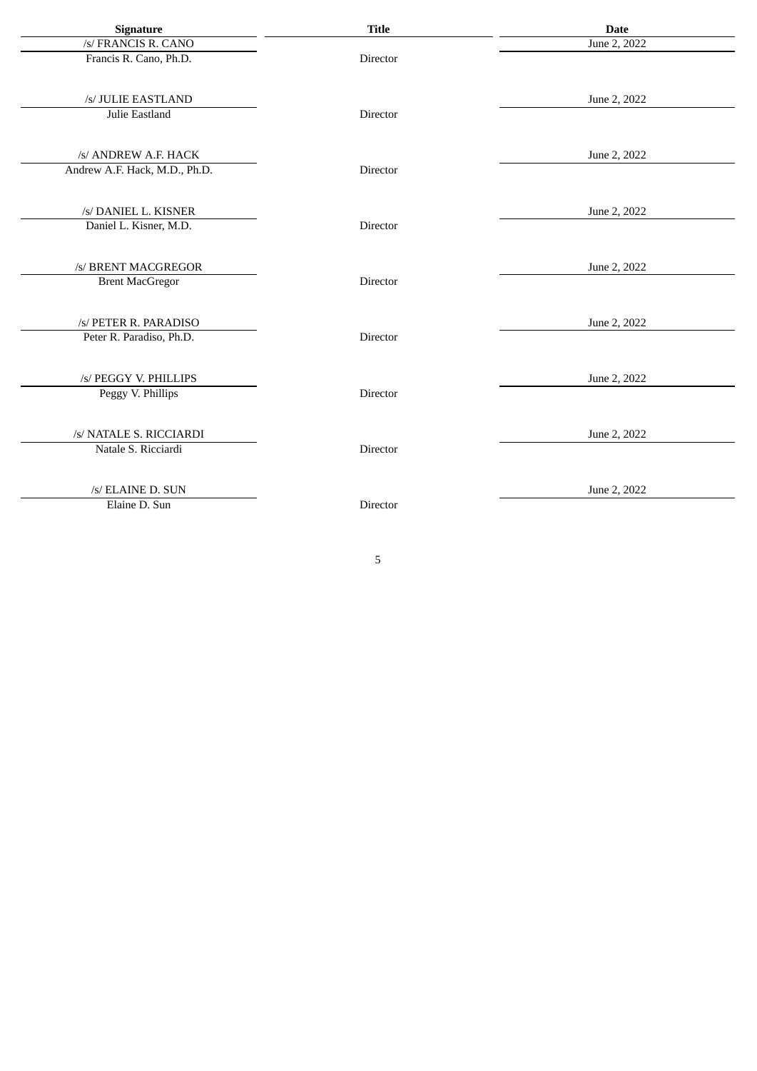| Signature | Title | Date |
| --- | --- | --- |
| /s/ FRANCIS R. CANO<br>Francis R. Cano, Ph.D. | Director | June 2, 2022 |
| /s/ JULIE EASTLAND<br>Julie Eastland | Director | June 2, 2022 |
| /s/ ANDREW A.F. HACK<br>Andrew A.F. Hack, M.D., Ph.D. | Director | June 2, 2022 |
| /s/ DANIEL L. KISNER<br>Daniel L. Kisner, M.D. | Director | June 2, 2022 |
| /s/ BRENT MACGREGOR<br>Brent MacGregor | Director | June 2, 2022 |
| /s/ PETER R. PARADISO<br>Peter R. Paradiso, Ph.D. | Director | June 2, 2022 |
| /s/ PEGGY V. PHILLIPS<br>Peggy V. Phillips | Director | June 2, 2022 |
| /s/ NATALE S. RICCIARDI<br>Natale S. Ricciardi | Director | June 2, 2022 |
| /s/ ELAINE D. SUN<br>Elaine D. Sun | Director | June 2, 2022 |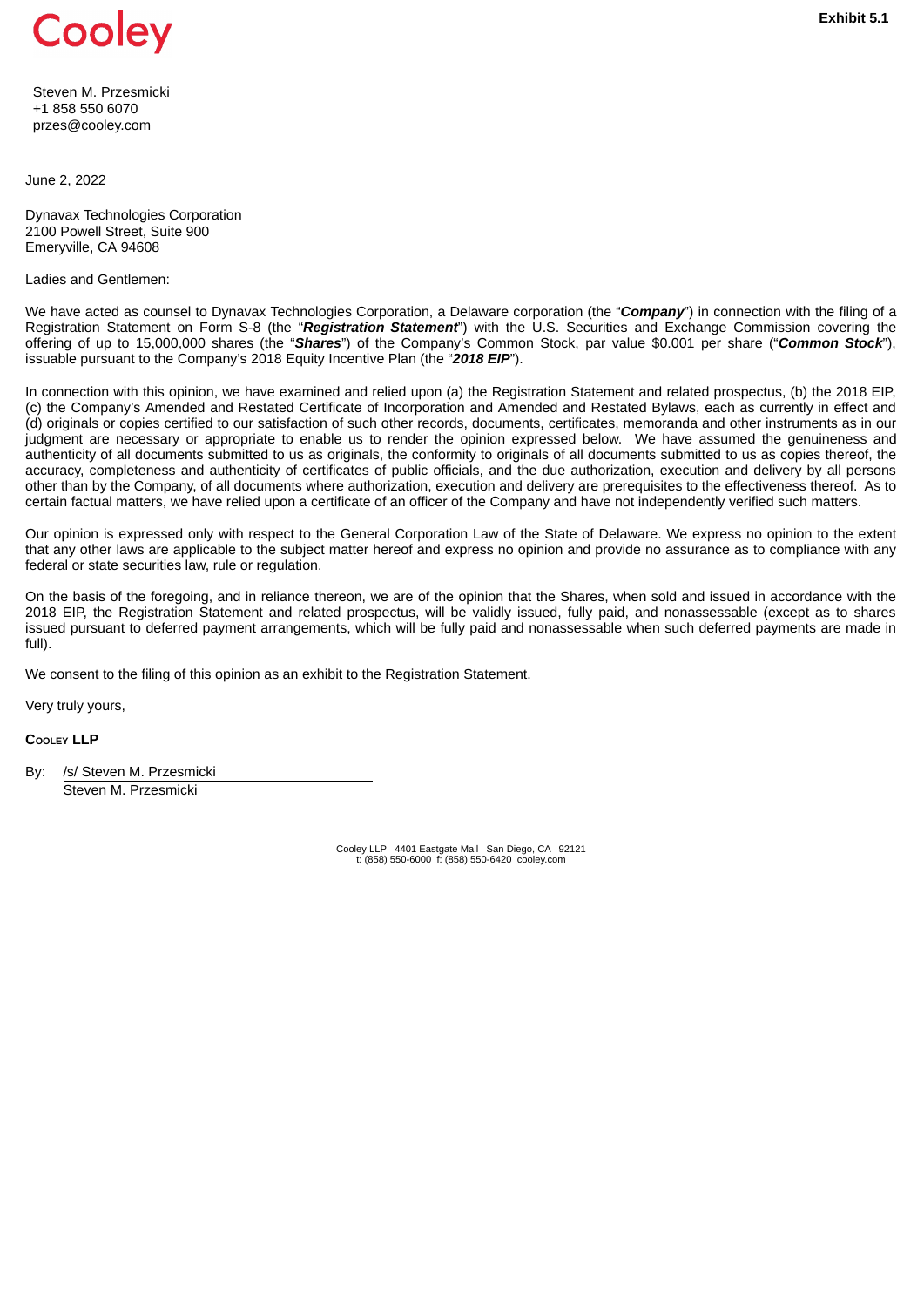Cooley

**Exhibit 5.1**

Steven M. Przesmicki
+1 858 550 6070
przes@cooley.com

June 2, 2022

Dynavax Technologies Corporation
2100 Powell Street, Suite 900
Emeryville, CA 94608

Ladies and Gentlemen:

We have acted as counsel to Dynavax Technologies Corporation, a Delaware corporation (the "***Company***") in connection with the filing of a Registration Statement on Form S-8 (the "***Registration Statement***") with the U.S. Securities and Exchange Commission covering the offering of up to 15,000,000 shares (the "***Shares***") of the Company's Common Stock, par value $0.001 per share ("***Common Stock***"), issuable pursuant to the Company's 2018 Equity Incentive Plan (the "***2018 EIP***").

In connection with this opinion, we have examined and relied upon (a) the Registration Statement and related prospectus, (b) the 2018 EIP, (c) the Company's Amended and Restated Certificate of Incorporation and Amended and Restated Bylaws, each as currently in effect and (d) originals or copies certified to our satisfaction of such other records, documents, certificates, memoranda and other instruments as in our judgment are necessary or appropriate to enable us to render the opinion expressed below. We have assumed the genuineness and authenticity of all documents submitted to us as originals, the conformity to originals of all documents submitted to us as copies thereof, the accuracy, completeness and authenticity of certificates of public officials, and the due authorization, execution and delivery by all persons other than by the Company, of all documents where authorization, execution and delivery are prerequisites to the effectiveness thereof. As to certain factual matters, we have relied upon a certificate of an officer of the Company and have not independently verified such matters.

Our opinion is expressed only with respect to the General Corporation Law of the State of Delaware. We express no opinion to the extent that any other laws are applicable to the subject matter hereof and express no opinion and provide no assurance as to compliance with any federal or state securities law, rule or regulation.

On the basis of the foregoing, and in reliance thereon, we are of the opinion that the Shares, when sold and issued in accordance with the 2018 EIP, the Registration Statement and related prospectus, will be validly issued, fully paid, and nonassessable (except as to shares issued pursuant to deferred payment arrangements, which will be fully paid and nonassessable when such deferred payments are made in full).

We consent to the filing of this opinion as an exhibit to the Registration Statement.

Very truly yours,

**Cooley LLP**

By: /s/ Steven M. Przesmicki
Steven M. Przesmicki

Cooley LLP 4401 Eastgate Mall San Diego, CA 92121
t: (858) 550-6000 f: (858) 550-6420 cooley.com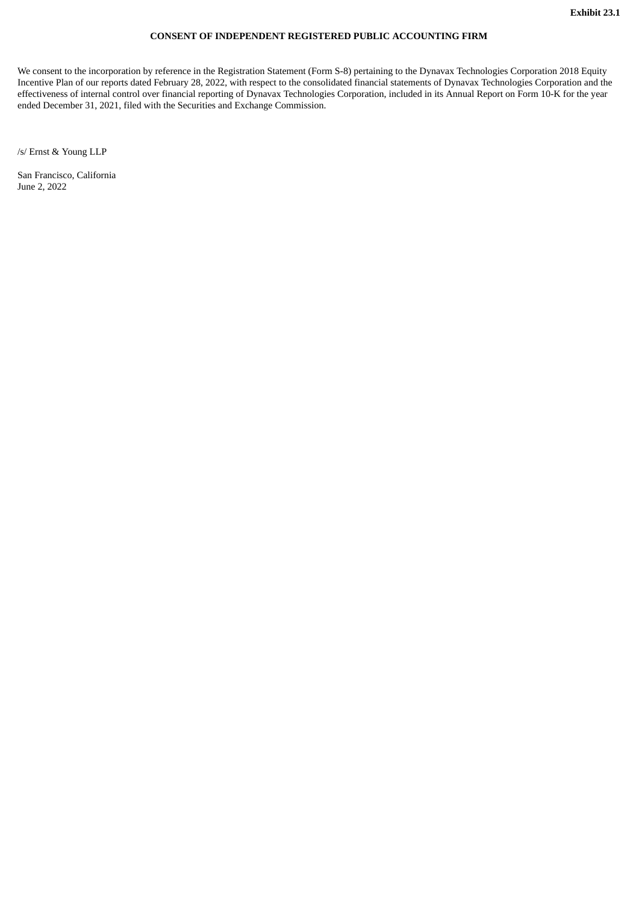**Exhibit 23.1**

**CONSENT OF INDEPENDENT REGISTERED PUBLIC ACCOUNTING FIRM**

We consent to the incorporation by reference in the Registration Statement (Form S-8) pertaining to the Dynavax Technologies Corporation 2018 Equity Incentive Plan of our reports dated February 28, 2022, with respect to the consolidated financial statements of Dynavax Technologies Corporation and the effectiveness of internal control over financial reporting of Dynavax Technologies Corporation, included in its Annual Report on Form 10-K for the year ended December 31, 2021, filed with the Securities and Exchange Commission.

/s/ Ernst & Young LLP

San Francisco, California
June 2, 2022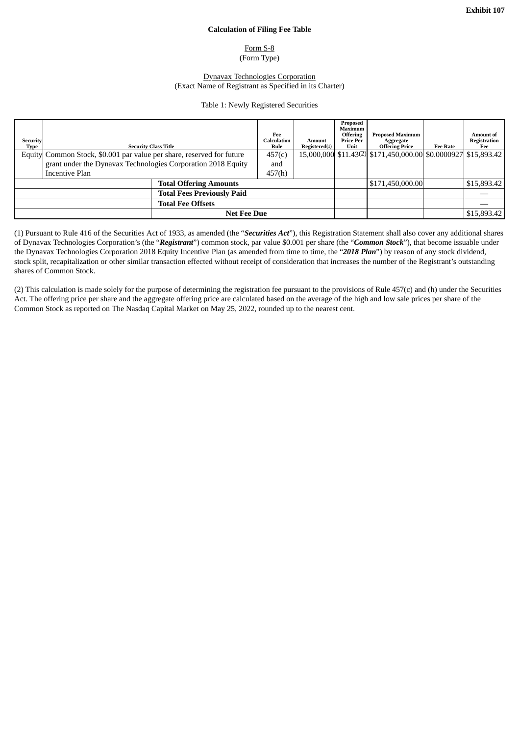**Exhibit 107**

**Calculation of Filing Fee Table**

Form S-8
(Form Type)

Dynavax Technologies Corporation
(Exact Name of Registrant as Specified in its Charter)

Table 1: Newly Registered Securities

| Security Type | Security Class Title | Fee Calculation Rule | Amount Registered(1) | Proposed Maximum Offering Price Per Unit | Proposed Maximum Aggregate Offering Price | Fee Rate | Amount of Registration Fee |
|---|---|---|---|---|---|---|---|
| Equity | Common Stock, $0.001 par value per share, reserved for future grant under the Dynavax Technologies Corporation 2018 Equity Incentive Plan | 457(c) and 457(h) | 15,000,000 | $11.43(2) | $171,450,000.00 | $0.0000927 | $15,893.42 |
| | **Total Offering Amounts** | | | | $171,450,000.00 | | $15,893.42 |
| | **Total Fees Previously Paid** | | | | | | — |
| | **Total Fee Offsets** | | | | | | — |
| | **Net Fee Due** | | | | | | $15,893.42 |

(1) Pursuant to Rule 416 of the Securities Act of 1933, as amended (the "***Securities Act***"), this Registration Statement shall also cover any additional shares of Dynavax Technologies Corporation's (the "***Registrant***") common stock, par value $0.001 per share (the "***Common Stock***"), that become issuable under the Dynavax Technologies Corporation 2018 Equity Incentive Plan (as amended from time to time, the "***2018 Plan***") by reason of any stock dividend, stock split, recapitalization or other similar transaction effected without receipt of consideration that increases the number of the Registrant's outstanding shares of Common Stock.

(2) This calculation is made solely for the purpose of determining the registration fee pursuant to the provisions of Rule 457(c) and (h) under the Securities Act. The offering price per share and the aggregate offering price are calculated based on the average of the high and low sale prices per share of the Common Stock as reported on The Nasdaq Capital Market on May 25, 2022, rounded up to the nearest cent.